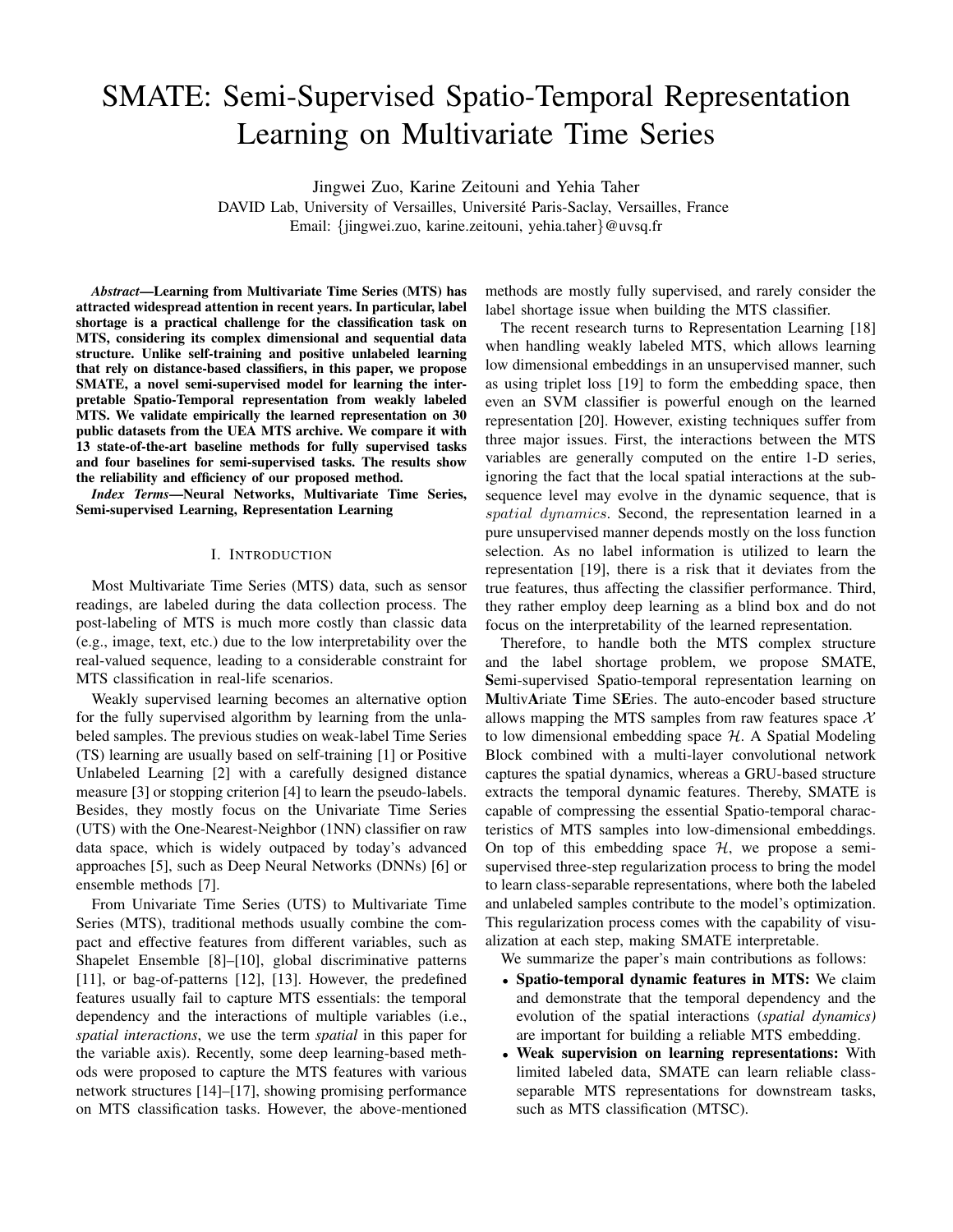# SMATE: Semi-Supervised Spatio-Temporal Representation Learning on Multivariate Time Series

Jingwei Zuo, Karine Zeitouni and Yehia Taher
DAVID Lab, University of Versailles, Université Paris-Saclay, Versailles, France
Email: {jingwei.zuo, karine.zeitouni, yehia.taher}@uvsq.fr

***Abstract*—Learning from Multivariate Time Series (MTS) has attracted widespread attention in recent years. In particular, label shortage is a practical challenge for the classification task on MTS, considering its complex dimensional and sequential data structure. Unlike self-training and positive unlabeled learning that rely on distance-based classifiers, in this paper, we propose SMATE, a novel semi-supervised model for learning the interpretable Spatio-Temporal representation from weakly labeled MTS. We validate empirically the learned representation on 30 public datasets from the UEA MTS archive. We compare it with 13 state-of-the-art baseline methods for fully supervised tasks and four baselines for semi-supervised tasks. The results show the reliability and efficiency of our proposed method.**

***Index Terms*—Neural Networks, Multivariate Time Series, Semi-supervised Learning, Representation Learning**

## I. Introduction

Most Multivariate Time Series (MTS) data, such as sensor readings, are labeled during the data collection process. The post-labeling of MTS is much more costly than classic data (e.g., image, text, etc.) due to the low interpretability over the real-valued sequence, leading to a considerable constraint for MTS classification in real-life scenarios.

Weakly supervised learning becomes an alternative option for the fully supervised algorithm by learning from the unlabeled samples. The previous studies on weak-label Time Series (TS) learning are usually based on self-training [1] or Positive Unlabeled Learning [2] with a carefully designed distance measure [3] or stopping criterion [4] to learn the pseudo-labels. Besides, they mostly focus on the Univariate Time Series (UTS) with the One-Nearest-Neighbor (1NN) classifier on raw data space, which is widely outpaced by today's advanced approaches [5], such as Deep Neural Networks (DNNs) [6] or ensemble methods [7].

From Univariate Time Series (UTS) to Multivariate Time Series (MTS), traditional methods usually combine the compact and effective features from different variables, such as Shapelet Ensemble [8]–[10], global discriminative patterns [11], or bag-of-patterns [12], [13]. However, the predefined features usually fail to capture MTS essentials: the temporal dependency and the interactions of multiple variables (i.e., *spatial interactions*, we use the term *spatial* in this paper for the variable axis). Recently, some deep learning-based methods were proposed to capture the MTS features with various network structures [14]–[17], showing promising performance on MTS classification tasks. However, the above-mentioned methods are mostly fully supervised, and rarely consider the label shortage issue when building the MTS classifier.

The recent research turns to Representation Learning [18] when handling weakly labeled MTS, which allows learning low dimensional embeddings in an unsupervised manner, such as using triplet loss [19] to form the embedding space, then even an SVM classifier is powerful enough on the learned representation [20]. However, existing techniques suffer from three major issues. First, the interactions between the MTS variables are generally computed on the entire 1-D series, ignoring the fact that the local spatial interactions at the subsequence level may evolve in the dynamic sequence, that is *spatial dynamics*. Second, the representation learned in a pure unsupervised manner depends mostly on the loss function selection. As no label information is utilized to learn the representation [19], there is a risk that it deviates from the true features, thus affecting the classifier performance. Third, they rather employ deep learning as a blind box and do not focus on the interpretability of the learned representation.

Therefore, to handle both the MTS complex structure and the label shortage problem, we propose SMATE, **S**emi-supervised Spatio-temporal representation learning on **M**ultiv**A**riate **T**ime S**E**ries. The auto-encoder based structure allows mapping the MTS samples from raw features space $\mathcal{X}$ to low dimensional embedding space $\mathcal{H}$. A Spatial Modeling Block combined with a multi-layer convolutional network captures the spatial dynamics, whereas a GRU-based structure extracts the temporal dynamic features. Thereby, SMATE is capable of compressing the essential Spatio-temporal characteristics of MTS samples into low-dimensional embeddings. On top of this embedding space $\mathcal{H}$, we propose a semi-supervised three-step regularization process to bring the model to learn class-separable representations, where both the labeled and unlabeled samples contribute to the model's optimization. This regularization process comes with the capability of visualization at each step, making SMATE interpretable.

We summarize the paper's main contributions as follows:

- **Spatio-temporal dynamic features in MTS:** We claim and demonstrate that the temporal dependency and the evolution of the spatial interactions (*spatial dynamics)* are important for building a reliable MTS embedding.
- **Weak supervision on learning representations:** With limited labeled data, SMATE can learn reliable class-separable MTS representations for downstream tasks, such as MTS classification (MTSC).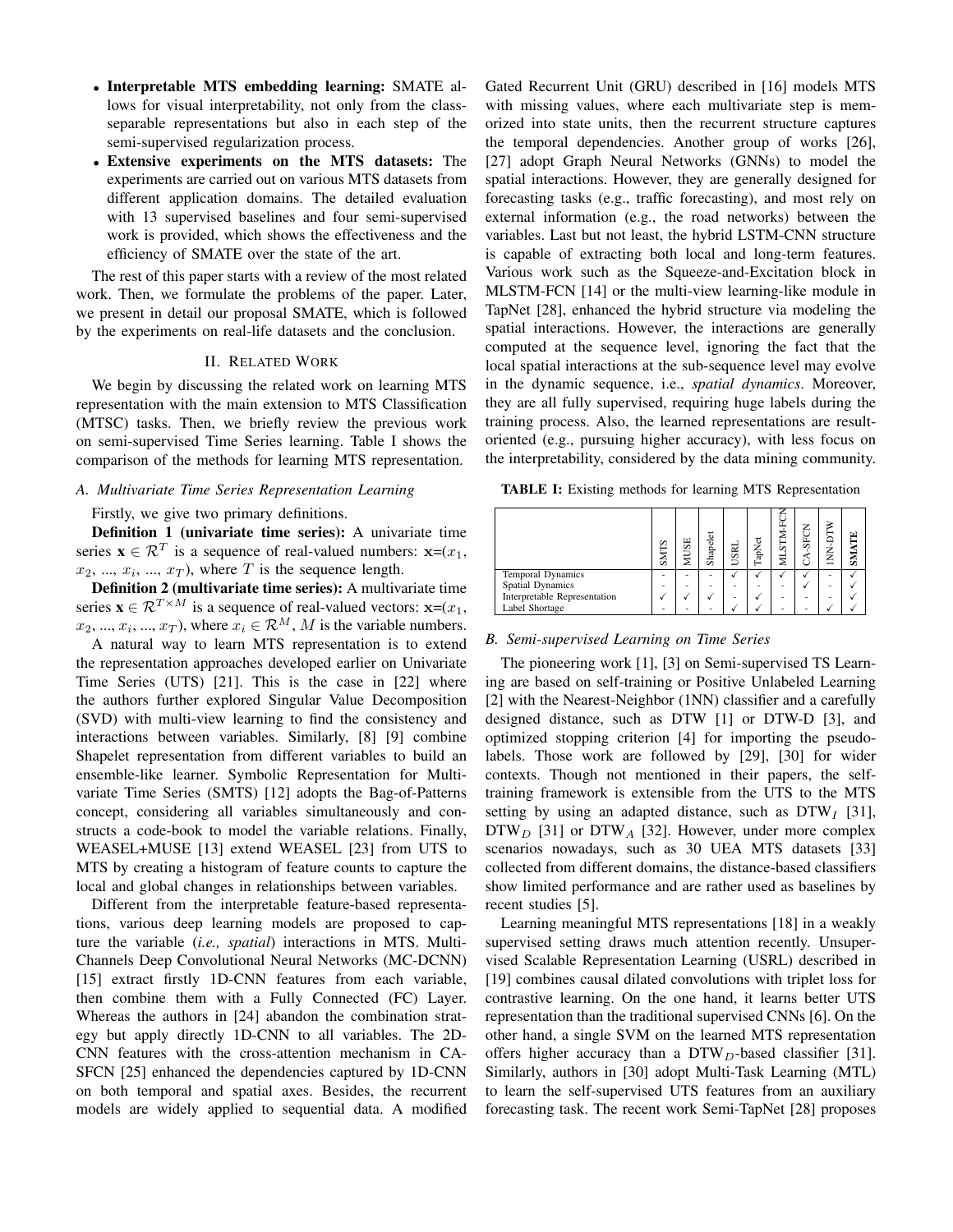- **Interpretable MTS embedding learning:** SMATE allows for visual interpretability, not only from the class-separable representations but also in each step of the semi-supervised regularization process.
- **Extensive experiments on the MTS datasets:** The experiments are carried out on various MTS datasets from different application domains. The detailed evaluation with 13 supervised baselines and four semi-supervised work is provided, which shows the effectiveness and the efficiency of SMATE over the state of the art.

The rest of this paper starts with a review of the most related work. Then, we formulate the problems of the paper. Later, we present in detail our proposal SMATE, which is followed by the experiments on real-life datasets and the conclusion.

## II. Related Work

We begin by discussing the related work on learning MTS representation with the main extension to MTS Classification (MTSC) tasks. Then, we briefly review the previous work on semi-supervised Time Series learning. Table I shows the comparison of the methods for learning MTS representation.

### A. Multivariate Time Series Representation Learning

Firstly, we give two primary definitions.

**Definition 1 (univariate time series):** A univariate time series $\mathbf{x} \in \mathcal{R}^{T}$ is a sequence of real-valued numbers: $\mathbf{x}$=($x_1$, $x_2$, ..., $x_i$, ..., $x_T$), where $T$ is the sequence length.

**Definition 2 (multivariate time series):** A multivariate time series $\mathbf{x} \in \mathcal{R}^{T \times M}$ is a sequence of real-valued vectors: $\mathbf{x}$=($x_1$, $x_2$, ..., $x_i$, ..., $x_T$), where $x_i \in \mathcal{R}^{M}$, $M$ is the variable numbers.

A natural way to learn MTS representation is to extend the representation approaches developed earlier on Univariate Time Series (UTS) [21]. This is the case in [22] where the authors further explored Singular Value Decomposition (SVD) with multi-view learning to find the consistency and interactions between variables. Similarly, [8] [9] combine Shapelet representation from different variables to build an ensemble-like learner. Symbolic Representation for Multivariate Time Series (SMTS) [12] adopts the Bag-of-Patterns concept, considering all variables simultaneously and constructs a code-book to model the variable relations. Finally, WEASEL+MUSE [13] extend WEASEL [23] from UTS to MTS by creating a histogram of feature counts to capture the local and global changes in relationships between variables.

Different from the interpretable feature-based representations, various deep learning models are proposed to capture the variable (*i.e., spatial*) interactions in MTS. Multi-Channels Deep Convolutional Neural Networks (MC-DCNN) [15] extract firstly 1D-CNN features from each variable, then combine them with a Fully Connected (FC) Layer. Whereas the authors in [24] abandon the combination strategy but apply directly 1D-CNN to all variables. The 2D-CNN features with the cross-attention mechanism in CA-SFCN [25] enhanced the dependencies captured by 1D-CNN on both temporal and spatial axes. Besides, the recurrent models are widely applied to sequential data. A modified Gated Recurrent Unit (GRU) described in [16] models MTS with missing values, where each multivariate step is memorized into state units, then the recurrent structure captures the temporal dependencies. Another group of works [26], [27] adopt Graph Neural Networks (GNNs) to model the spatial interactions. However, they are generally designed for forecasting tasks (e.g., traffic forecasting), and most rely on external information (e.g., the road networks) between the variables. Last but not least, the hybrid LSTM-CNN structure is capable of extracting both local and long-term features. Various work such as the Squeeze-and-Excitation block in MLSTM-FCN [14] or the multi-view learning-like module in TapNet [28], enhanced the hybrid structure via modeling the spatial interactions. However, the interactions are generally computed at the sequence level, ignoring the fact that the local spatial interactions at the sub-sequence level may evolve in the dynamic sequence, i.e., *spatial dynamics*. Moreover, they are all fully supervised, requiring huge labels during the training process. Also, the learned representations are result-oriented (e.g., pursuing higher accuracy), with less focus on the interpretability, considered by the data mining community.

**TABLE I:** Existing methods for learning MTS Representation

| | SMTS | MUSE | Shapelet | USRL | TapNet | MLSTM-FCN | CA-SFCN | INN-DTW | **SMATE** |
|---|---|---|---|---|---|---|---|---|---|
| Temporal Dynamics | - | - | - | ✓ | ✓ | ✓ | - | - | ✓ |
| Spatial Dynamics | - | - | - | - | - | - | ✓ | - | ✓ |
| Interpretable Representation | ✓ | ✓ | ✓ | - | ✓ | - | - | - | ✓ |
| Label Shortage | - | - | - | ✓ | ✓ | - | - | ✓ | ✓ |

### B. Semi-supervised Learning on Time Series

The pioneering work [1], [3] on Semi-supervised TS Learning are based on self-training or Positive Unlabeled Learning [2] with the Nearest-Neighbor (1NN) classifier and a carefully designed distance, such as DTW [1] or DTW-D [3], and optimized stopping criterion [4] for importing the pseudo-labels. Those work are followed by [29], [30] for wider contexts. Though not mentioned in their papers, the self-training framework is extensible from the UTS to the MTS setting by using an adapted distance, such as DTW$_I$ [31], DTW$_D$ [31] or DTW$_A$ [32]. However, under more complex scenarios nowadays, such as 30 UEA MTS datasets [33] collected from different domains, the distance-based classifiers show limited performance and are rather used as baselines by recent studies [5].

Learning meaningful MTS representations [18] in a weakly supervised setting draws much attention recently. Unsupervised Scalable Representation Learning (USRL) described in [19] combines causal dilated convolutions with triplet loss for contrastive learning. On the one hand, it learns better UTS representation than the traditional supervised CNNs [6]. On the other hand, a single SVM on the learned MTS representation offers higher accuracy than a DTW$_D$-based classifier [31]. Similarly, authors in [30] adopt Multi-Task Learning (MTL) to learn the self-supervised UTS features from an auxiliary forecasting task. The recent work Semi-TapNet [28] proposes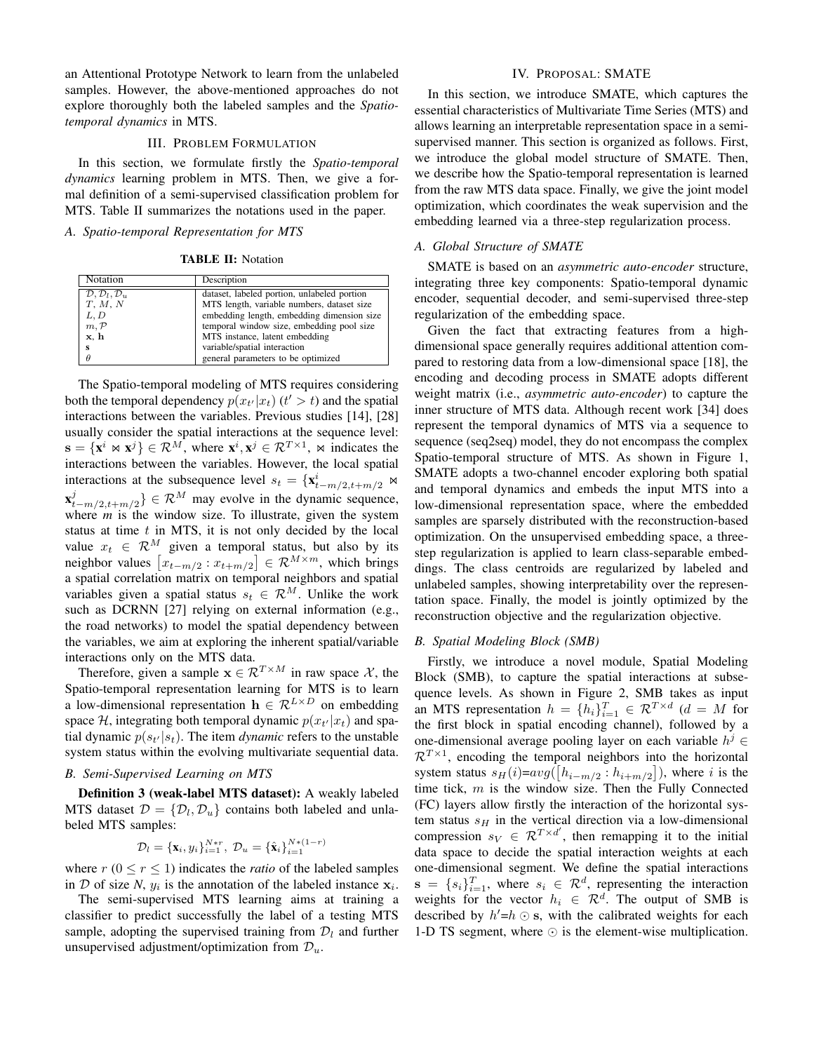an Attentional Prototype Network to learn from the unlabeled samples. However, the above-mentioned approaches do not explore thoroughly both the labeled samples and the *Spatio-temporal dynamics* in MTS.

## III. Problem Formulation

In this section, we formulate firstly the *Spatio-temporal dynamics* learning problem in MTS. Then, we give a formal definition of a semi-supervised classification problem for MTS. Table II summarizes the notations used in the paper.

### A. Spatio-temporal Representation for MTS

**TABLE II:** Notation

| Notation | Description |
|---|---|
| $\mathcal{D}, \mathcal{D}_l, \mathcal{D}_u$ | dataset, labeled portion, unlabeled portion |
| $T, M, N$ | MTS length, variable numbers, dataset size |
| $L, D$ | embedding length, embedding dimension size |
| $m, \mathcal{P}$ | temporal window size, embedding pool size |
| $\mathbf{x}, \mathbf{h}$ | MTS instance, latent embedding |
| $\mathbf{s}$ | variable/spatial interaction |
| $\theta$ | general parameters to be optimized |

The Spatio-temporal modeling of MTS requires considering both the temporal dependency $p(x_{t'}|x_t)$ ($t' > t$) and the spatial interactions between the variables. Previous studies [14], [28] usually consider the spatial interactions at the sequence level: $\mathbf{s} = \{\mathbf{x}^i \bowtie \mathbf{x}^j\} \in \mathcal{R}^M$, where $\mathbf{x}^i, \mathbf{x}^j \in \mathcal{R}^{T\times 1}$, $\bowtie$ indicates the interactions between the variables. However, the local spatial interactions at the subsequence level $s_t = \{\mathbf{x}^i_{t-m/2,t+m/2} \bowtie \mathbf{x}^j_{t-m/2,t+m/2}\} \in \mathcal{R}^M$ may evolve in the dynamic sequence, where *m* is the window size. To illustrate, given the system status at time $t$ in MTS, it is not only decided by the local value $x_t \in \mathcal{R}^M$ given a temporal status, but also by its neighbor values $\left[x_{t-m/2} : x_{t+m/2}\right] \in \mathcal{R}^{M\times m}$, which brings a spatial correlation matrix on temporal neighbors and spatial variables given a spatial status $s_t \in \mathcal{R}^M$. Unlike the work such as DCRNN [27] relying on external information (e.g., the road networks) to model the spatial dependency between the variables, we aim at exploring the inherent spatial/variable interactions only on the MTS data.

Therefore, given a sample $\mathbf{x} \in \mathcal{R}^{T\times M}$ in raw space $\mathcal{X}$, the Spatio-temporal representation learning for MTS is to learn a low-dimensional representation $\mathbf{h} \in \mathcal{R}^{L\times D}$ on embedding space $\mathcal{H}$, integrating both temporal dynamic $p(x_{t'}|x_t)$ and spatial dynamic $p(s_{t'}|s_t)$. The item *dynamic* refers to the unstable system status within the evolving multivariate sequential data.

### B. Semi-Supervised Learning on MTS

**Definition 3 (weak-label MTS dataset):** A weakly labeled MTS dataset $\mathcal{D} = \{\mathcal{D}_l, \mathcal{D}_u\}$ contains both labeled and unlabeled MTS samples:

$$\mathcal{D}_l = \{\mathbf{x}_i, y_i\}_{i=1}^{N*r},\ \mathcal{D}_u = \{\hat{\mathbf{x}}_i\}_{i=1}^{N*(1-r)}$$

where $r$ ($0 \leq r \leq 1$) indicates the *ratio* of the labeled samples in $\mathcal{D}$ of size *N*, $y_i$ is the annotation of the labeled instance $\mathbf{x}_i$.

The semi-supervised MTS learning aims at training a classifier to predict successfully the label of a testing MTS sample, adopting the supervised training from $\mathcal{D}_l$ and further unsupervised adjustment/optimization from $\mathcal{D}_u$.

## IV. Proposal: SMATE

In this section, we introduce SMATE, which captures the essential characteristics of Multivariate Time Series (MTS) and allows learning an interpretable representation space in a semi-supervised manner. This section is organized as follows. First, we introduce the global model structure of SMATE. Then, we describe how the Spatio-temporal representation is learned from the raw MTS data space. Finally, we give the joint model optimization, which coordinates the weak supervision and the embedding learned via a three-step regularization process.

### A. Global Structure of SMATE

SMATE is based on an *asymmetric auto-encoder* structure, integrating three key components: Spatio-temporal dynamic encoder, sequential decoder, and semi-supervised three-step regularization of the embedding space.

Given the fact that extracting features from a high-dimensional space generally requires additional attention compared to restoring data from a low-dimensional space [18], the encoding and decoding process in SMATE adopts different weight matrix (i.e., *asymmetric auto-encoder*) to capture the inner structure of MTS data. Although recent work [34] does represent the temporal dynamics of MTS via a sequence to sequence (seq2seq) model, they do not encompass the complex Spatio-temporal structure of MTS. As shown in Figure 1, SMATE adopts a two-channel encoder exploring both spatial and temporal dynamics and embeds the input MTS into a low-dimensional representation space, where the embedded samples are sparsely distributed with the reconstruction-based optimization. On the unsupervised embedding space, a three-step regularization is applied to learn class-separable embeddings. The class centroids are regularized by labeled and unlabeled samples, showing interpretability over the representation space. Finally, the model is jointly optimized by the reconstruction objective and the regularization objective.

### B. Spatial Modeling Block (SMB)

Firstly, we introduce a novel module, Spatial Modeling Block (SMB), to capture the spatial interactions at subsequence levels. As shown in Figure 2, SMB takes as input an MTS representation $h = \{h_i\}_{i=1}^T \in \mathcal{R}^{T\times d}$ ($d = M$ for the first block in spatial encoding channel), followed by a one-dimensional average pooling layer on each variable $h^j \in \mathcal{R}^{T\times 1}$, encoding the temporal neighbors into the horizontal system status $s_H(i)$=$avg(\left[h_{i-m/2} : h_{i+m/2}\right])$, where $i$ is the time tick, $m$ is the window size. Then the Fully Connected (FC) layers allow firstly the interaction of the horizontal system status $s_H$ in the vertical direction via a low-dimensional compression $s_V \in \mathcal{R}^{T\times d'}$, then remapping it to the initial data space to decide the spatial interaction weights at each one-dimensional segment. We define the spatial interactions $\mathbf{s} = \{s_i\}_{i=1}^T$, where $s_i \in \mathcal{R}^d$, representing the interaction weights for the vector $h_i \in \mathcal{R}^d$. The output of SMB is described by $h'$=$h \odot \mathbf{s}$, with the calibrated weights for each 1-D TS segment, where $\odot$ is the element-wise multiplication.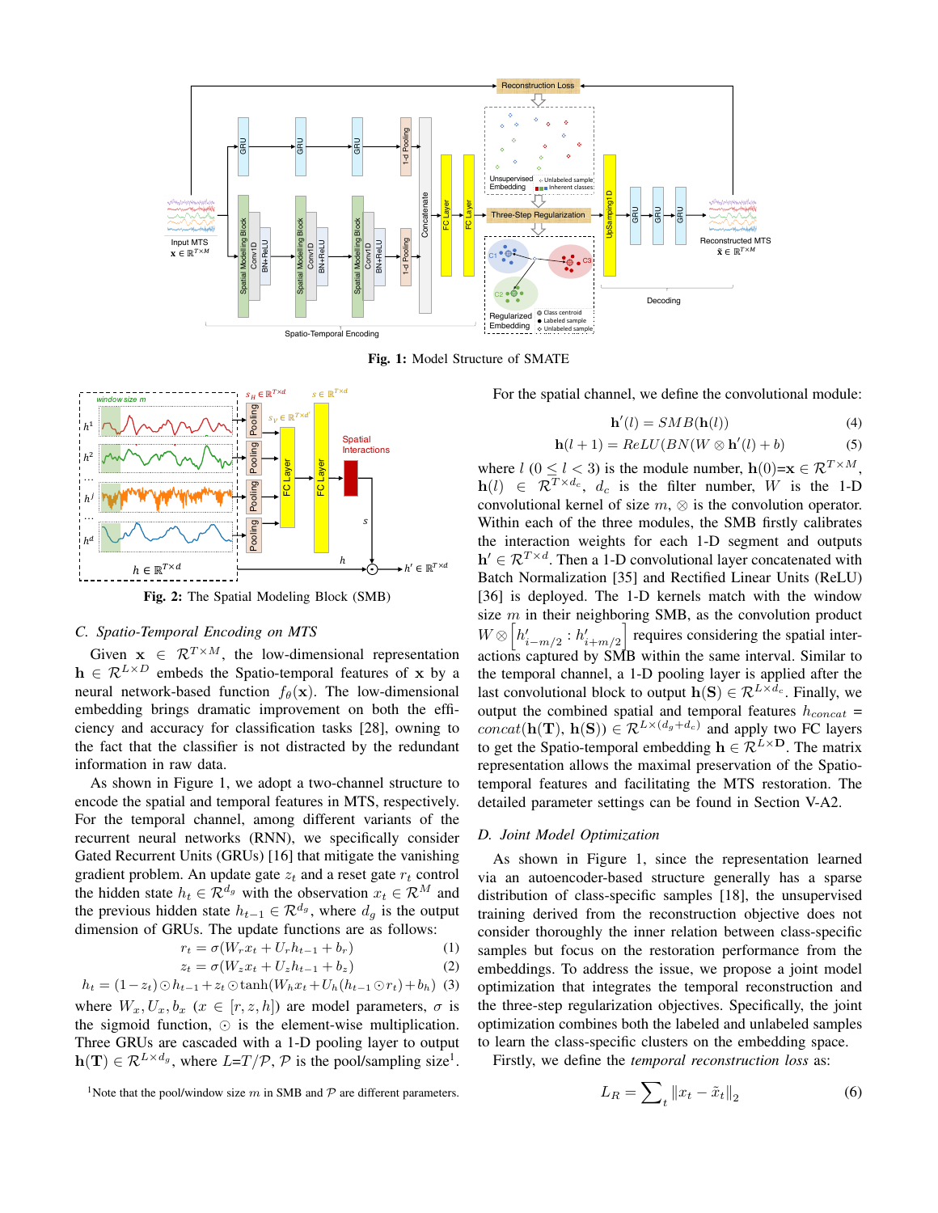Fig. 1: Model Structure of SMATE

Fig. 2: The Spatial Modeling Block (SMB)

### C. Spatio-Temporal Encoding on MTS

Given $\mathbf{x} \in \mathcal{R}^{T \times M}$, the low-dimensional representation $\mathbf{h} \in \mathcal{R}^{L \times D}$ embeds the Spatio-temporal features of $\mathbf{x}$ by a neural network-based function $f_\theta(\mathbf{x})$. The low-dimensional embedding brings dramatic improvement on both the efficiency and accuracy for classification tasks [28], owing to the fact that the classifier is not distracted by the redundant information in raw data.

As shown in Figure 1, we adopt a two-channel structure to encode the spatial and temporal features in MTS, respectively. For the temporal channel, among different variants of the recurrent neural networks (RNN), we specifically consider Gated Recurrent Units (GRUs) [16] that mitigate the vanishing gradient problem. An update gate $z_t$ and a reset gate $r_t$ control the hidden state $h_t \in \mathcal{R}^{d_g}$ with the observation $x_t \in \mathcal{R}^M$ and the previous hidden state $h_{t-1} \in \mathcal{R}^{d_g}$, where $d_g$ is the output dimension of GRUs. The update functions are as follows:

$$r_t = \sigma(W_r x_t + U_r h_{t-1} + b_r) \tag{1}$$

$$z_t = \sigma(W_z x_t + U_z h_{t-1} + b_z) \tag{2}$$

$$h_t = (1 - z_t) \odot h_{t-1} + z_t \odot \tanh(W_h x_t + U_h(h_{t-1} \odot r_t) + b_h) \tag{3}$$

where $W_x, U_x, b_x$ $(x \in [r, z, h])$ are model parameters, $\sigma$ is the sigmoid function, $\odot$ is the element-wise multiplication. Three GRUs are cascaded with a 1-D pooling layer to output $\mathbf{h}(\mathbf{T}) \in \mathcal{R}^{L \times d_g}$, where $L$=$T/\mathcal{P}$, $\mathcal{P}$ is the pool/sampling size[1].

[1]Note that the pool/window size $m$ in SMB and $\mathcal{P}$ are different parameters.

For the spatial channel, we define the convolutional module:

$$\mathbf{h}'(l) = SMB(\mathbf{h}(l)) \tag{4}$$

$$\mathbf{h}(l+1) = ReLU(BN(W \otimes \mathbf{h}'(l) + b) \tag{5}$$

where $l$ $(0 \leq l < 3)$ is the module number, $\mathbf{h}(0)$=$\mathbf{x} \in \mathcal{R}^{T \times M}$, $\mathbf{h}(l) \in \mathcal{R}^{T \times d_c}$, $d_c$ is the filter number, $W$ is the 1-D convolutional kernel of size $m$, $\otimes$ is the convolution operator. Within each of the three modules, the SMB firstly calibrates the interaction weights for each 1-D segment and outputs $\mathbf{h}' \in \mathcal{R}^{T \times d}$. Then a 1-D convolutional layer concatenated with Batch Normalization [35] and Rectified Linear Units (ReLU) [36] is deployed. The 1-D kernels match with the window size $m$ in their neighboring SMB, as the convolution product $W \otimes \left[h'_{i-m/2} : h'_{i+m/2}\right]$ requires considering the spatial interactions captured by SMB within the same interval. Similar to the temporal channel, a 1-D pooling layer is applied after the last convolutional block to output $\mathbf{h}(\mathbf{S}) \in \mathcal{R}^{L \times d_c}$. Finally, we output the combined spatial and temporal features $h_{concat}$ = $concat(\mathbf{h}(\mathbf{T}), \mathbf{h}(\mathbf{S})) \in \mathcal{R}^{L \times (d_g + d_c)}$ and apply two FC layers to get the Spatio-temporal embedding $\mathbf{h} \in \mathcal{R}^{L \times \mathbf{D}}$. The matrix representation allows the maximal preservation of the Spatio-temporal features and facilitating the MTS restoration. The detailed parameter settings can be found in Section V-A2.

### D. Joint Model Optimization

As shown in Figure 1, since the representation learned via an autoencoder-based structure generally has a sparse distribution of class-specific samples [18], the unsupervised training derived from the reconstruction objective does not consider thoroughly the inner relation between class-specific samples but focus on the restoration performance from the embeddings. To address the issue, we propose a joint model optimization that integrates the temporal reconstruction and the three-step regularization objectives. Specifically, the joint optimization combines both the labeled and unlabeled samples to learn the class-specific clusters on the embedding space.

Firstly, we define the *temporal reconstruction loss* as:

$$L_R = \sum_t \|x_t - \tilde{x}_t\|_2 \tag{6}$$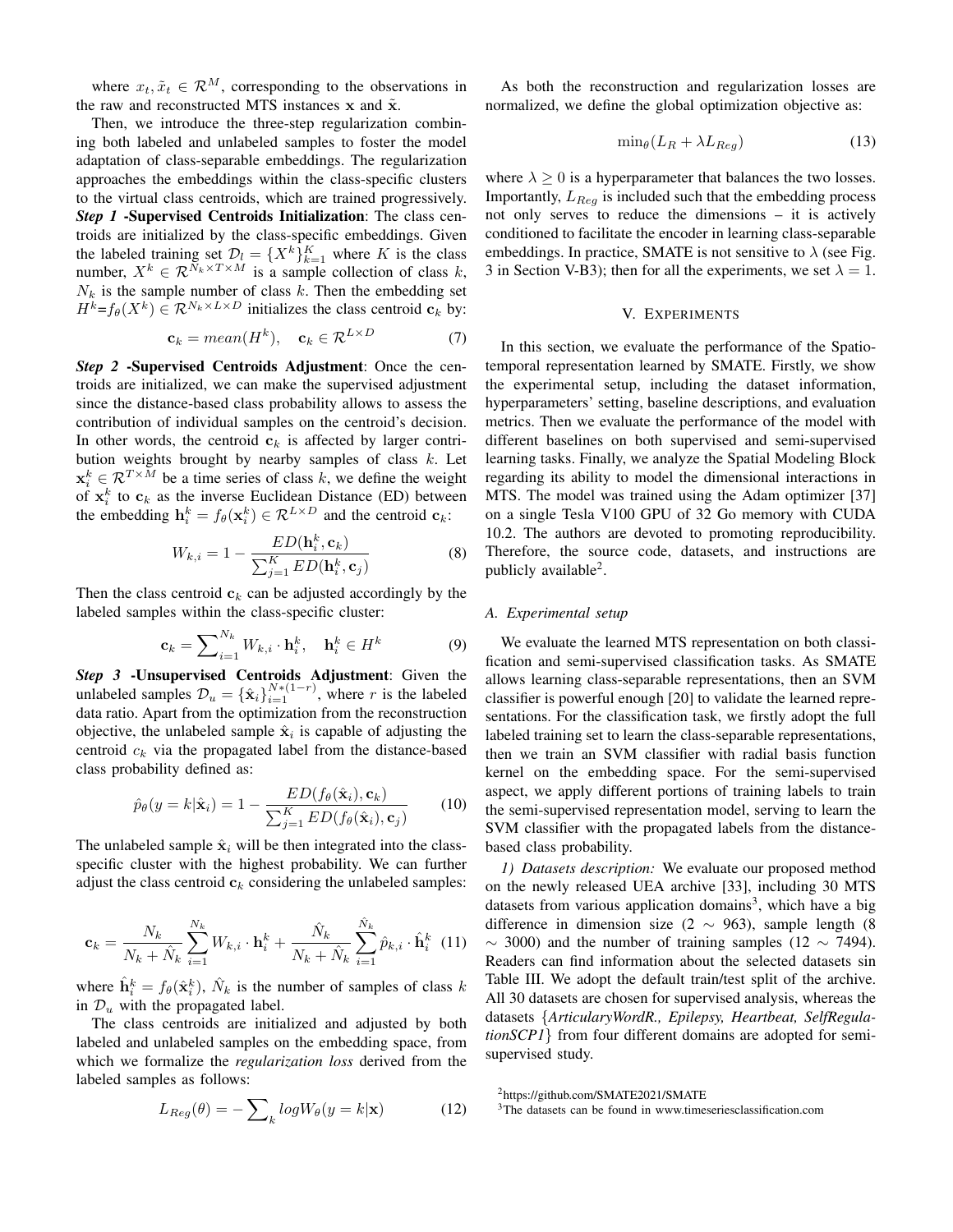where $x_t, \tilde{x}_t \in \mathcal{R}^M$, corresponding to the observations in the raw and reconstructed MTS instances $\mathbf{x}$ and $\tilde{\mathbf{x}}$.

Then, we introduce the three-step regularization combining both labeled and unlabeled samples to foster the model adaptation of class-separable embeddings. The regularization approaches the embeddings within the class-specific clusters to the virtual class centroids, which are trained progressively.

***Step 1* -Supervised Centroids Initialization**: The class centroids are initialized by the class-specific embeddings. Given the labeled training set $\mathcal{D}_l = \{X^k\}_{k=1}^K$ where $K$ is the class number, $X^k \in \mathcal{R}^{N_k \times T \times M}$ is a sample collection of class $k$, $N_k$ is the sample number of class $k$. Then the embedding set $H^k$=$f_\theta(X^k) \in \mathcal{R}^{N_k \times L \times D}$ initializes the class centroid $\mathbf{c}_k$ by:

$$\mathbf{c}_k = mean(H^k), \quad \mathbf{c}_k \in \mathcal{R}^{L \times D} \tag{7}$$

***Step 2* -Supervised Centroids Adjustment**: Once the centroids are initialized, we can make the supervised adjustment since the distance-based class probability allows to assess the contribution of individual samples on the centroid's decision. In other words, the centroid $\mathbf{c}_k$ is affected by larger contribution weights brought by nearby samples of class $k$. Let $\mathbf{x}_i^k \in \mathcal{R}^{T \times M}$ be a time series of class $k$, we define the weight of $\mathbf{x}_i^k$ to $\mathbf{c}_k$ as the inverse Euclidean Distance (ED) between the embedding $\mathbf{h}_i^k = f_\theta(\mathbf{x}_i^k) \in \mathcal{R}^{L \times D}$ and the centroid $\mathbf{c}_k$:

$$W_{k,i} = 1 - \frac{ED(\mathbf{h}_i^k, \mathbf{c}_k)}{\sum_{j=1}^K ED(\mathbf{h}_i^k, \mathbf{c}_j)} \tag{8}$$

Then the class centroid $\mathbf{c}_k$ can be adjusted accordingly by the labeled samples within the class-specific cluster:

$$\mathbf{c}_k = \sum\nolimits_{i=1}^{N_k} W_{k,i} \cdot \mathbf{h}_i^k, \quad \mathbf{h}_i^k \in H^k \tag{9}$$

***Step 3* -Unsupervised Centroids Adjustment**: Given the unlabeled samples $\mathcal{D}_u = \{\hat{\mathbf{x}}_i\}_{i=1}^{N*(1-r)}$, where $r$ is the labeled data ratio. Apart from the optimization from the reconstruction objective, the unlabeled sample $\hat{\mathbf{x}}_i$ is capable of adjusting the centroid $c_k$ via the propagated label from the distance-based class probability defined as:

$$\hat{p}_\theta(y = k|\hat{\mathbf{x}}_i) = 1 - \frac{ED(f_\theta(\hat{\mathbf{x}}_i), \mathbf{c}_k)}{\sum_{j=1}^K ED(f_\theta(\hat{\mathbf{x}}_i), \mathbf{c}_j)} \tag{10}$$

The unlabeled sample $\hat{\mathbf{x}}_i$ will be then integrated into the class-specific cluster with the highest probability. We can further adjust the class centroid $\mathbf{c}_k$ considering the unlabeled samples:

$$\mathbf{c}_k = \frac{N_k}{N_k + \hat{N}_k} \sum_{i=1}^{N_k} W_{k,i} \cdot \mathbf{h}_i^k + \frac{\hat{N}_k}{N_k + \hat{N}_k} \sum_{i=1}^{\hat{N}_k} \hat{p}_{k,i} \cdot \hat{\mathbf{h}}_i^k \tag{11}$$

where $\hat{\mathbf{h}}_i^k = f_\theta(\hat{\mathbf{x}}_i^k)$, $\hat{N}_k$ is the number of samples of class $k$ in $\mathcal{D}_u$ with the propagated label.

The class centroids are initialized and adjusted by both labeled and unlabeled samples on the embedding space, from which we formalize the *regularization loss* derived from the labeled samples as follows:

$$L_{Reg}(\theta) = -\sum\nolimits_k log W_\theta(y = k|\mathbf{x}) \tag{12}$$

As both the reconstruction and regularization losses are normalized, we define the global optimization objective as:

$$\min_\theta(L_R + \lambda L_{Reg}) \tag{13}$$

where $\lambda \geq 0$ is a hyperparameter that balances the two losses. Importantly, $L_{Reg}$ is included such that the embedding process not only serves to reduce the dimensions – it is actively conditioned to facilitate the encoder in learning class-separable embeddings. In practice, SMATE is not sensitive to $\lambda$ (see Fig. 3 in Section V-B3); then for all the experiments, we set $\lambda = 1$.

# V. Experiments

In this section, we evaluate the performance of the Spatio-temporal representation learned by SMATE. Firstly, we show the experimental setup, including the dataset information, hyperparameters' setting, baseline descriptions, and evaluation metrics. Then we evaluate the performance of the model with different baselines on both supervised and semi-supervised learning tasks. Finally, we analyze the Spatial Modeling Block regarding its ability to model the dimensional interactions in MTS. The model was trained using the Adam optimizer [37] on a single Tesla V100 GPU of 32 Go memory with CUDA 10.2. The authors are devoted to promoting reproducibility. Therefore, the source code, datasets, and instructions are publicly available[2].

## A. Experimental setup

We evaluate the learned MTS representation on both classification and semi-supervised classification tasks. As SMATE allows learning class-separable representations, then an SVM classifier is powerful enough [20] to validate the learned representations. For the classification task, we firstly adopt the full labeled training set to learn the class-separable representations, then we train an SVM classifier with radial basis function kernel on the embedding space. For the semi-supervised aspect, we apply different portions of training labels to train the semi-supervised representation model, serving to learn the SVM classifier with the propagated labels from the distance-based class probability.

*1) Datasets description:* We evaluate our proposed method on the newly released UEA archive [33], including 30 MTS datasets from various application domains[3], which have a big difference in dimension size (2 $\sim$ 963), sample length (8 $\sim$ 3000) and the number of training samples (12 $\sim$ 7494). Readers can find information about the selected datasets sin Table III. We adopt the default train/test split of the archive. All 30 datasets are chosen for supervised analysis, whereas the datasets {*ArticularyWordR., Epilepsy, Heartbeat, SelfRegulationSCP1*} from four different domains are adopted for semi-supervised study.

[2]https://github.com/SMATE2021/SMATE

[3]The datasets can be found in www.timeseriesclassification.com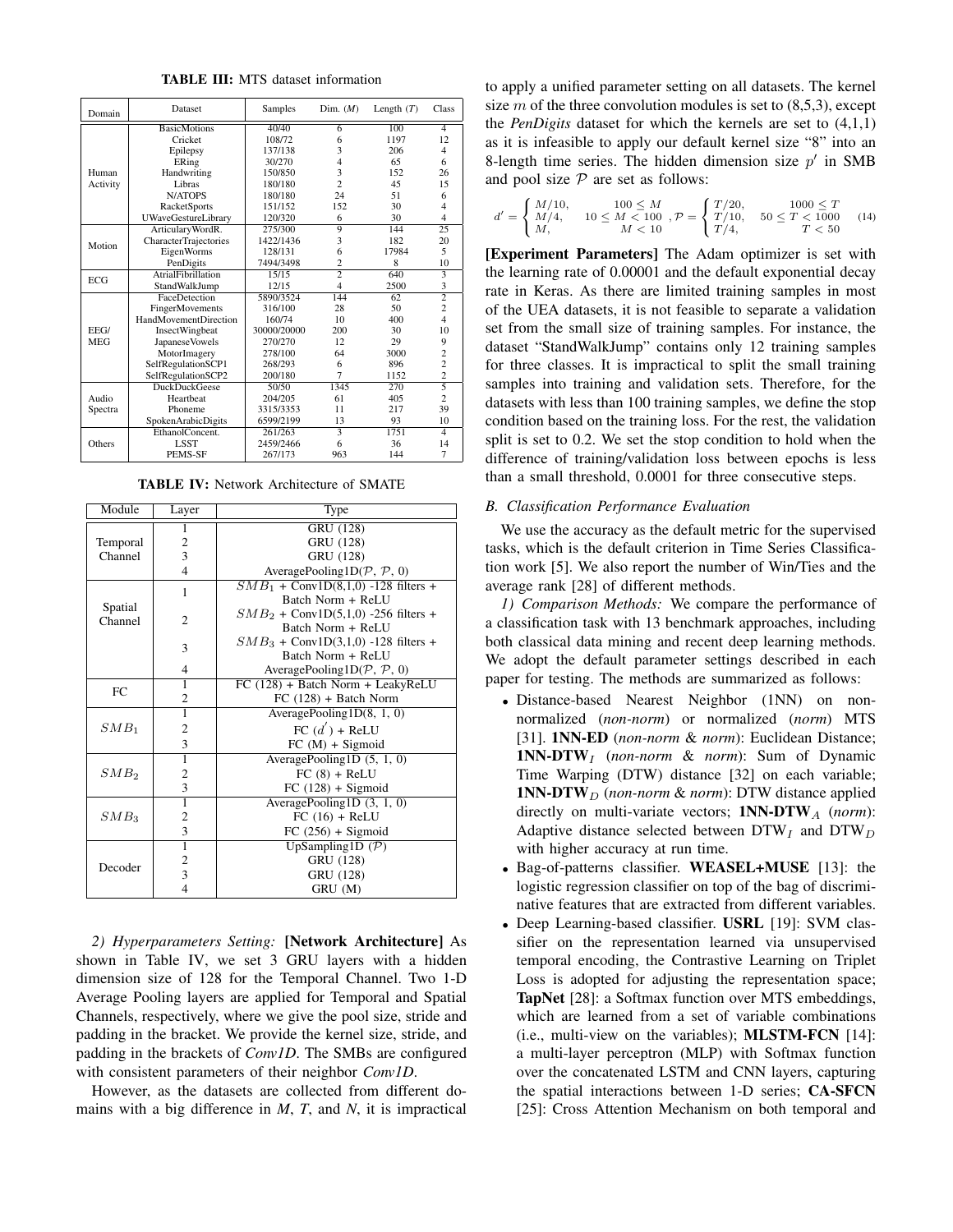**TABLE III:** MTS dataset information

| Domain | Dataset | Samples | Dim. ($M$) | Length ($T$) | Class |
|---|---|---|---|---|---|
| Human Activity | BasicMotions | 40/40 | 6 | 100 | 4 |
| | Cricket | 108/72 | 6 | 1197 | 12 |
| | Epilepsy | 137/138 | 3 | 206 | 4 |
| | ERing | 30/270 | 4 | 65 | 6 |
| | Handwriting | 150/850 | 3 | 152 | 26 |
| | Libras | 180/180 | 2 | 45 | 15 |
| | N/ATOPS | 180/180 | 24 | 51 | 6 |
| | RacketSports | 151/152 | 30 | 30 | 4 |
| | UWaveGestureLibrary | 120/320 | 6 | 30 | 4 |
| Motion | ArticularyWordR. | 275/300 | 9 | 144 | 25 |
| | CharacterTrajectories | 1422/1436 | 3 | 182 | 20 |
| | EigenWorms | 128/131 | 6 | 17984 | 5 |
| | PenDigits | 7494/3498 | 2 | 8 | 10 |
| ECG | AtrialFibrillation | 15/15 | 2 | 640 | 3 |
| | StandWalkJump | 12/15 | 4 | 2500 | 3 |
| EEG/ MEG | FaceDetection | 5890/3524 | 144 | 62 | 2 |
| | FingerMovements | 316/100 | 28 | 50 | 2 |
| | HandMovementDirection | 160/74 | 10 | 400 | 4 |
| | InsectWingbeat | 30000/20000 | 200 | 30 | 10 |
| | JapaneseVowels | 270/270 | 12 | 29 | 9 |
| | MotorImagery | 278/100 | 64 | 3000 | 2 |
| | SelfRegulationSCP1 | 268/293 | 6 | 896 | 2 |
| | SelfRegulationSCP2 | 200/180 | 7 | 1152 | 2 |
| Audio Spectra | DuckDuckGeese | 50/50 | 1345 | 270 | 5 |
| | Heartbeat | 204/205 | 61 | 405 | 2 |
| | Phoneme | 3315/3353 | 11 | 217 | 39 |
| | SpokenArabicDigits | 6599/2199 | 13 | 93 | 10 |
| Others | EthanolConcent. | 261/263 | 3 | 1751 | 4 |
| | LSST | 2459/2466 | 6 | 36 | 14 |
| | PEMS-SF | 267/173 | 963 | 144 | 7 |

**TABLE IV:** Network Architecture of SMATE

| Module | Layer | Type |
|---|---|---|
| Temporal Channel | 1 | GRU (128) |
| | 2 | GRU (128) |
| | 3 | GRU (128) |
| | 4 | AveragePooling1D($\mathcal{P}$, $\mathcal{P}$, 0) |
| Spatial Channel | 1 | $SMB_1$ + Conv1D(8,1,0) -128 filters + Batch Norm + ReLU |
| | 2 | $SMB_2$ + Conv1D(5,1,0) -256 filters + Batch Norm + ReLU |
| | 3 | $SMB_3$ + Conv1D(3,1,0) -128 filters + Batch Norm + ReLU |
| | 4 | AveragePooling1D($\mathcal{P}$, $\mathcal{P}$, 0) |
| FC | 1 | FC (128) + Batch Norm + LeakyReLU |
| | 2 | FC (128) + Batch Norm |
| $SMB_1$ | 1 | AveragePooling1D(8, 1, 0) |
| | 2 | FC ($d'$) + ReLU |
| | 3 | FC (M) + Sigmoid |
| $SMB_2$ | 1 | AveragePooling1D (5, 1, 0) |
| | 2 | FC (8) + ReLU |
| | 3 | FC (128) + Sigmoid |
| $SMB_3$ | 1 | AveragePooling1D (3, 1, 0) |
| | 2 | FC (16) + ReLU |
| | 3 | FC (256) + Sigmoid |
| Decoder | 1 | UpSampling1D ($\mathcal{P}$) |
| | 2 | GRU (128) |
| | 3 | GRU (128) |
| | 4 | GRU (M) |

*2) Hyperparameters Setting:* **[Network Architecture]** As shown in Table IV, we set 3 GRU layers with a hidden dimension size of 128 for the Temporal Channel. Two 1-D Average Pooling layers are applied for Temporal and Spatial Channels, respectively, where we give the pool size, stride and padding in the bracket. We provide the kernel size, stride, and padding in the brackets of *Conv1D*. The SMBs are configured with consistent parameters of their neighbor *Conv1D*.

However, as the datasets are collected from different domains with a big difference in *M*, *T*, and *N*, it is impractical to apply a unified parameter setting on all datasets. The kernel size $m$ of the three convolution modules is set to (8,5,3), except the *PenDigits* dataset for which the kernels are set to (4,1,1) as it is infeasible to apply our default kernel size "8" into an 8-length time series. The hidden dimension size $p'$ in SMB and pool size $\mathcal{P}$ are set as follows:

$$d' = \begin{cases} M/10, & 100 \leq M \\ M/4, & 10 \leq M < 100 \\ M, & M < 10 \end{cases}, \mathcal{P} = \begin{cases} T/20, & 1000 \leq T \\ T/10, & 50 \leq T < 1000 \\ T/4, & T < 50 \end{cases} \quad (14)$$

**[Experiment Parameters]** The Adam optimizer is set with the learning rate of 0.00001 and the default exponential decay rate in Keras. As there are limited training samples in most of the UEA datasets, it is not feasible to separate a validation set from the small size of training samples. For instance, the dataset "StandWalkJump" contains only 12 training samples for three classes. It is impractical to split the small training samples into training and validation sets. Therefore, for the datasets with less than 100 training samples, we define the stop condition based on the training loss. For the rest, the validation split is set to 0.2. We set the stop condition to hold when the difference of training/validation loss between epochs is less than a small threshold, 0.0001 for three consecutive steps.

### *B. Classification Performance Evaluation*

We use the accuracy as the default metric for the supervised tasks, which is the default criterion in Time Series Classification work [5]. We also report the number of Win/Ties and the average rank [28] of different methods.

*1) Comparison Methods:* We compare the performance of a classification task with 13 benchmark approaches, including both classical data mining and recent deep learning methods. We adopt the default parameter settings described in each paper for testing. The methods are summarized as follows:

- Distance-based Nearest Neighbor (1NN) on non-normalized (*non-norm*) or normalized (*norm*) MTS [31]. **1NN-ED** (*non-norm* & *norm*): Euclidean Distance; **1NN-DTW$_I$** (*non-norm* & *norm*): Sum of Dynamic Time Warping (DTW) distance [32] on each variable; **1NN-DTW$_D$** (*non-norm* & *norm*): DTW distance applied directly on multi-variate vectors; **1NN-DTW$_A$** (*norm*): Adaptive distance selected between DTW$_I$ and DTW$_D$ with higher accuracy at run time.
- Bag-of-patterns classifier. **WEASEL+MUSE** [13]: the logistic regression classifier on top of the bag of discriminative features that are extracted from different variables.
- Deep Learning-based classifier. **USRL** [19]: SVM classifier on the representation learned via unsupervised temporal encoding, the Contrastive Learning on Triplet Loss is adopted for adjusting the representation space; **TapNet** [28]: a Softmax function over MTS embeddings, which are learned from a set of variable combinations (i.e., multi-view on the variables); **MLSTM-FCN** [14]: a multi-layer perceptron (MLP) with Softmax function over the concatenated LSTM and CNN layers, capturing the spatial interactions between 1-D series; **CA-SFCN** [25]: Cross Attention Mechanism on both temporal and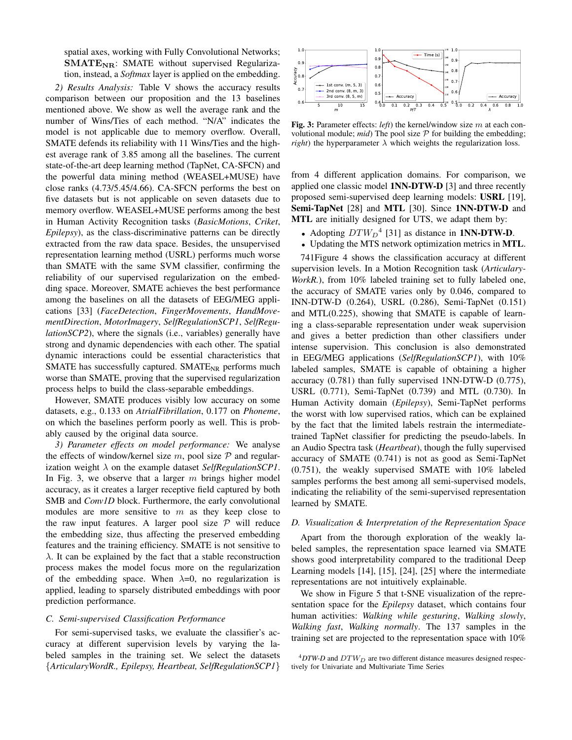spatial axes, working with Fully Convolutional Networks; $\mathbf{SMATE_{NR}}$: SMATE without supervised Regularization, instead, a *Softmax* layer is applied on the embedding.

*2) Results Analysis:* Table V shows the accuracy results comparison between our proposition and the 13 baselines mentioned above. We show as well the average rank and the number of Wins/Ties of each method. "N/A" indicates the model is not applicable due to memory overflow. Overall, SMATE defends its reliability with 11 Wins/Ties and the highest average rank of 3.85 among all the baselines. The current state-of-the-art deep learning method (TapNet, CA-SFCN) and the powerful data mining method (WEASEL+MUSE) have close ranks (4.73/5.45/4.66). CA-SFCN performs the best on five datasets but is not applicable on seven datasets due to memory overflow. WEASEL+MUSE performs among the best in Human Activity Recognition tasks (*BasicMotions*, *Criket*, *Epilepsy*), as the class-discriminative patterns can be directly extracted from the raw data space. Besides, the unsupervised representation learning method (USRL) performs much worse than SMATE with the same SVM classifier, confirming the reliability of our supervised regularization on the embedding space. Moreover, SMATE achieves the best performance among the baselines on all the datasets of EEG/MEG applications [33] (*FaceDetection*, *FingerMovements*, *HandMovementDirection*, *MotorImagery*, *SelfRegulationSCP1*, *SelfRegulationSCP2*), where the signals (i.e., variables) generally have strong and dynamic dependencies with each other. The spatial dynamic interactions could be essential characteristics that SMATE has successfully captured. $\text{SMATE}_{\text{NR}}$ performs much worse than SMATE, proving that the supervised regularization process helps to build the class-separable embeddings.

However, SMATE produces visibly low accuracy on some datasets, e.g., 0.133 on *AtrialFibrillation*, 0.177 on *Phoneme*, on which the baselines perform poorly as well. This is probably caused by the original data source.

*3) Parameter effects on model performance:* We analyse the effects of window/kernel size $m$, pool size $\mathcal{P}$ and regularization weight $\lambda$ on the example dataset *SelfRegulationSCP1*. In Fig. 3, we observe that a larger $m$ brings higher model accuracy, as it creates a larger receptive field captured by both SMB and *Conv1D* block. Furthermore, the early convolutional modules are more sensitive to $m$ as they keep close to the raw input features. A larger pool size $\mathcal{P}$ will reduce the embedding size, thus affecting the preserved embedding features and the training efficiency. SMATE is not sensitive to $\lambda$. It can be explained by the fact that a stable reconstruction process makes the model focus more on the regularization of the embedding space. When $\lambda$=0, no regularization is applied, leading to sparsely distributed embeddings with poor prediction performance.

### C. Semi-supervised Classification Performance

For semi-supervised tasks, we evaluate the classifier's accuracy at different supervision levels by varying the labeled samples in the training set. We select the datasets {*ArticularyWordR., Epilepsy, Heartbeat, SelfRegulationSCP1*}

**Fig. 3:** Parameter effects: *left*) the kernel/window size $m$ at each convolutional module; *mid*) The pool size $\mathcal{P}$ for building the embedding; *right*) the hyperparameter $\lambda$ which weights the regularization loss.

from 4 different application domains. For comparison, we applied one classic model **1NN-DTW-D** [3] and three recently proposed semi-supervised deep learning models: **USRL** [19], **Semi-TapNet** [28] and **MTL** [30]. Since **1NN-DTW-D** and **MTL** are initially designed for UTS, we adapt them by:

- Adopting $DTW_D$[4] [31] as distance in **1NN-DTW-D**.
- Updating the MTS network optimization metrics in **MTL**.

741Figure 4 shows the classification accuracy at different supervision levels. In a Motion Recognition task (*Articulary-WorkR.*), from 10% labeled training set to fully labeled one, the accuracy of SMATE varies only by 0.046, compared to INN-DTW-D (0.264), USRL (0.286), Semi-TapNet (0.151) and MTL(0.225), showing that SMATE is capable of learning a class-separable representation under weak supervision and gives a better prediction than other classifiers under intense supervision. This conclusion is also demonstrated in EEG/MEG applications (*SelfRegulationSCP1*), with 10% labeled samples, SMATE is capable of obtaining a higher accuracy (0.781) than fully supervised 1NN-DTW-D (0.775), USRL (0.771), Semi-TapNet (0.739) and MTL (0.730). In Human Activity domain (*Epilepsy*), Semi-TapNet performs the worst with low supervised ratios, which can be explained by the fact that the limited labels restrain the intermediate-trained TapNet classifier for predicting the pseudo-labels. In an Audio Spectra task (*Heartbeat*), though the fully supervised accuracy of SMATE (0.741) is not as good as Semi-TapNet (0.751), the weakly supervised SMATE with 10% labeled samples performs the best among all semi-supervised models, indicating the reliability of the semi-supervised representation learned by SMATE.

### D. Visualization & Interpretation of the Representation Space

Apart from the thorough exploration of the weakly labeled samples, the representation space learned via SMATE shows good interpretability compared to the traditional Deep Learning models [14], [15], [24], [25] where the intermediate representations are not intuitively explainable.

We show in Figure 5 that t-SNE visualization of the representation space for the *Epilepsy* dataset, which contains four human activities: *Walking while gesturing*, *Walking slowly*, *Walking fast*, *Walking normally*. The 137 samples in the training set are projected to the representation space with 10%

[4] *DTW-D* and $DTW_D$ are two different distance measures designed respectively for Univariate and Multivariate Time Series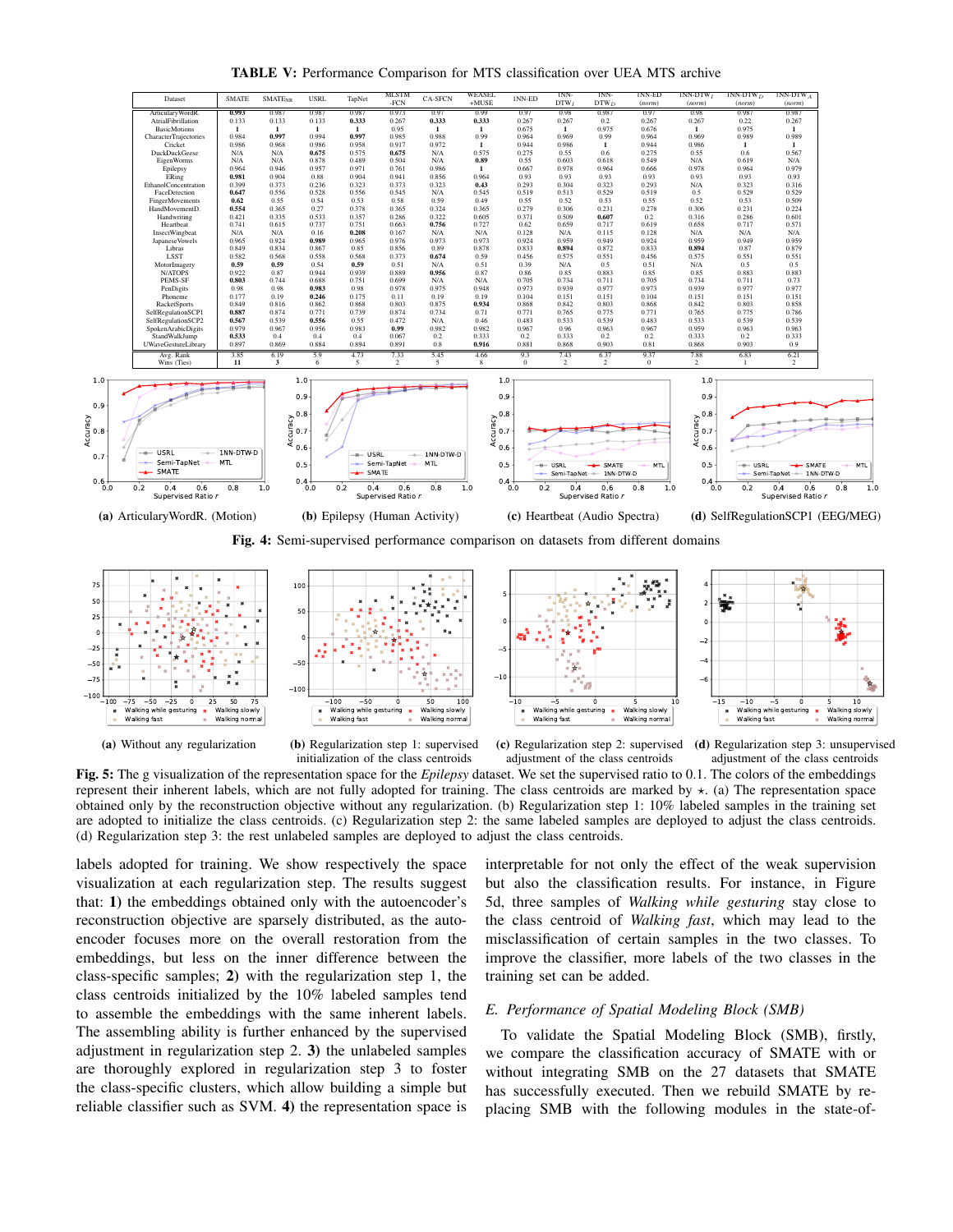**TABLE V:** Performance Comparison for MTS classification over UEA MTS archive

| Dataset | SMATE | SMATE$_{NR}$ | USRL | TapNet | MLSTM-FCN | CA-SFCN | WEASEL+MUSE | 1NN-ED | 1NN-DTW$_I$ | 1NN-DTW$_D$ | 1NN-ED (norm) | 1NN-DTW$_I$ (norm) | 1NN-DTW$_D$ (norm) | 1NN-DTW$_A$ (norm) |
|---|---|---|---|---|---|---|---|---|---|---|---|---|---|---|
| ArticularyWordR. | **0.993** | 0.987 | 0.987 | 0.987 | 0.973 | 0.97 | 0.99 | 0.97 | 0.98 | 0.987 | 0.97 | 0.98 | 0.987 | 0.987 |
| AtrialFibrillation | 0.133 | 0.133 | 0.133 | **0.333** | 0.267 | **0.333** | **0.333** | 0.267 | 0.267 | 0.2 | 0.267 | 0.267 | 0.22 | 0.267 |
| BasicMotions | **1** | **1** | **1** | **1** | 0.95 | **1** | **1** | 0.675 | **1** | 0.975 | 0.676 | **1** | 0.975 | **1** |
| CharacterTrajectories | 0.984 | **0.997** | 0.994 | **0.997** | 0.985 | 0.988 | 0.99 | 0.964 | 0.969 | 0.99 | 0.964 | 0.969 | 0.989 | 0.989 |
| Cricket | 0.986 | 0.968 | 0.986 | 0.958 | 0.917 | 0.972 | **1** | 0.944 | 0.986 | **1** | 0.944 | 0.986 | **1** | **1** |
| DuckDuckGeese | N/A | N/A | **0.675** | 0.575 | **0.675** | N/A | 0.575 | 0.275 | 0.55 | 0.6 | 0.275 | 0.55 | 0.6 | 0.567 |
| EigenWorms | N/A | N/A | 0.878 | 0.489 | 0.504 | N/A | **0.89** | 0.55 | 0.603 | 0.618 | 0.549 | N/A | 0.619 | N/A |
| Epilepsy | 0.964 | 0.946 | 0.957 | 0.971 | 0.761 | 0.986 | **1** | 0.667 | 0.978 | 0.964 | 0.666 | 0.978 | 0.964 | 0.979 |
| ERing | **0.981** | 0.904 | 0.88 | 0.904 | 0.941 | 0.856 | 0.964 | 0.93 | 0.93 | 0.93 | 0.93 | 0.93 | 0.93 | 0.93 |
| EthanolConcentration | 0.399 | 0.373 | 0.236 | 0.323 | 0.373 | 0.323 | **0.43** | 0.293 | 0.304 | 0.323 | 0.293 | N/A | 0.323 | 0.316 |
| FaceDetection | **0.647** | 0.556 | 0.528 | 0.556 | 0.545 | N/A | 0.545 | 0.519 | 0.513 | 0.529 | 0.519 | 0.5 | 0.529 | 0.529 |
| FingerMovements | **0.62** | 0.55 | 0.54 | 0.53 | 0.58 | 0.59 | 0.49 | 0.55 | 0.52 | 0.53 | 0.55 | 0.52 | 0.53 | 0.509 |
| HandMovementD. | **0.554** | 0.365 | 0.27 | 0.378 | 0.365 | 0.324 | 0.365 | 0.279 | 0.306 | 0.231 | 0.278 | 0.306 | 0.231 | 0.224 |
| Handwriting | 0.421 | 0.335 | 0.533 | 0.357 | 0.286 | 0.322 | 0.605 | 0.371 | 0.509 | **0.607** | 0.2 | 0.316 | 0.286 | 0.601 |
| Heartbeat | 0.741 | 0.615 | 0.737 | 0.751 | 0.663 | **0.756** | 0.727 | 0.62 | 0.659 | 0.717 | 0.619 | 0.658 | 0.717 | 0.571 |
| InsectWingbeat | N/A | N/A | 0.16 | 0.208 | 0.167 | N/A | N/A | 0.128 | N/A | 0.115 | 0.128 | N/A | N/A | N/A |
| JapaneseVowels | 0.965 | 0.924 | **0.989** | 0.965 | 0.976 | 0.973 | 0.973 | 0.924 | 0.959 | 0.949 | 0.924 | 0.959 | 0.949 | 0.959 |
| Libras | 0.849 | 0.834 | 0.867 | 0.85 | 0.856 | 0.89 | 0.878 | 0.833 | **0.894** | 0.872 | 0.833 | **0.894** | 0.87 | 0.879 |
| LSST | 0.582 | 0.568 | 0.558 | 0.568 | 0.373 | **0.674** | 0.59 | 0.456 | 0.575 | 0.551 | 0.456 | 0.575 | 0.551 | 0.551 |
| MotorImagery | **0.59** | **0.59** | 0.54 | **0.59** | 0.51 | N/A | 0.51 | 0.39 | N/A | 0.5 | 0.51 | N/A | 0.5 | 0.5 |
| NATOPS | 0.922 | 0.87 | 0.944 | 0.939 | 0.889 | **0.956** | 0.87 | 0.86 | 0.85 | 0.883 | 0.85 | 0.85 | 0.883 | 0.883 |
| PEMS-SF | **0.803** | 0.744 | 0.688 | 0.751 | 0.699 | N/A | N/A | 0.705 | 0.734 | 0.711 | 0.705 | 0.734 | 0.711 | 0.73 |
| PenDigits | 0.98 | 0.98 | **0.983** | 0.98 | 0.978 | 0.975 | 0.948 | 0.973 | 0.939 | 0.977 | 0.973 | 0.939 | 0.977 | 0.977 |
| Phoneme | 0.177 | 0.19 | **0.246** | 0.175 | 0.11 | 0.19 | 0.19 | 0.104 | 0.151 | 0.151 | 0.104 | 0.151 | 0.151 | 0.151 |
| RacketSports | 0.849 | 0.816 | 0.862 | 0.868 | 0.803 | 0.875 | **0.934** | 0.868 | 0.842 | 0.803 | 0.868 | 0.842 | 0.803 | 0.858 |
| SelfRegulationSCP1 | **0.887** | 0.874 | 0.771 | 0.739 | 0.874 | 0.734 | 0.71 | 0.771 | 0.765 | 0.775 | 0.771 | 0.765 | 0.775 | 0.786 |
| SelfRegulationSCP2 | **0.567** | 0.539 | **0.556** | 0.55 | 0.472 | N/A | 0.46 | 0.483 | 0.533 | 0.539 | 0.483 | 0.533 | 0.539 | 0.539 |
| SpokenArabicDigits | 0.979 | 0.967 | 0.956 | 0.983 | **0.99** | 0.982 | 0.982 | 0.967 | 0.96 | 0.963 | 0.967 | 0.959 | 0.963 | 0.963 |
| StandWalkJump | **0.533** | 0.4 | 0.4 | 0.4 | 0.067 | 0.2 | 0.333 | 0.2 | 0.333 | 0.2 | 0.2 | 0.333 | 0.2 | 0.333 |
| UWaveGestureLibrary | 0.897 | 0.869 | 0.884 | 0.894 | 0.891 | 0.8 | **0.916** | 0.881 | 0.868 | 0.903 | 0.81 | 0.868 | 0.903 | 0.9 |
| Avg. Rank | 3.85 | 6.19 | 5.9 | 4.73 | 7.33 | 5.45 | 4.66 | 9.3 | 7.43 | 6.37 | 9.37 | 7.88 | 6.83 | 6.21 |
| Wins (Ties) | **11** | 3 | 6 | 5 | 2 | 5 | 8 | 0 | 2 | 2 | 0 | 2 | 1 | 2 |

(a) ArticularyWordR. (Motion) (b) Epilepsy (Human Activity) (c) Heartbeat (Audio Spectra) (d) SelfRegulationSCP1 (EEG/MEG)

**Fig. 4:** Semi-supervised performance comparison on datasets from different domains

(a) Without any regularization (b) Regularization step 1: supervised initialization of the class centroids (c) Regularization step 2: supervised adjustment of the class centroids (d) Regularization step 3: unsupervised adjustment of the class centroids

**Fig. 5:** The g visualization of the representation space for the *Epilepsy* dataset. We set the supervised ratio to 0.1. The colors of the embeddings represent their inherent labels, which are not fully adopted for training. The class centroids are marked by ⋆. (a) The representation space obtained only by the reconstruction objective without any regularization. (b) Regularization step 1: 10% labeled samples in the training set are adopted to initialize the class centroids. (c) Regularization step 2: the same labeled samples are deployed to adjust the class centroids. (d) Regularization step 3: the rest unlabeled samples are deployed to adjust the class centroids.

labels adopted for training. We show respectively the space visualization at each regularization step. The results suggest that: **1)** the embeddings obtained only with the autoencoder's reconstruction objective are sparsely distributed, as the autoencoder focuses more on the overall restoration from the embeddings, but less on the inner difference between the class-specific samples; **2)** with the regularization step 1, the class centroids initialized by the 10% labeled samples tend to assemble the embeddings with the same inherent labels. The assembling ability is further enhanced by the supervised adjustment in regularization step 2. **3)** the unlabeled samples are thoroughly explored in regularization step 3 to foster the class-specific clusters, which allow building a simple but reliable classifier such as SVM. **4)** the representation space is interpretable for not only the effect of the weak supervision but also the classification results. For instance, in Figure 5d, three samples of *Walking while gesturing* stay close to the class centroid of *Walking fast*, which may lead to the misclassification of certain samples in the two classes. To improve the classifier, more labels of the two classes in the training set can be added.

### *E. Performance of Spatial Modeling Block (SMB)*

To validate the Spatial Modeling Block (SMB), firstly, we compare the classification accuracy of SMATE with or without integrating SMB on the 27 datasets that SMATE has successfully executed. Then we rebuild SMATE by replacing SMB with the following modules in the state-of-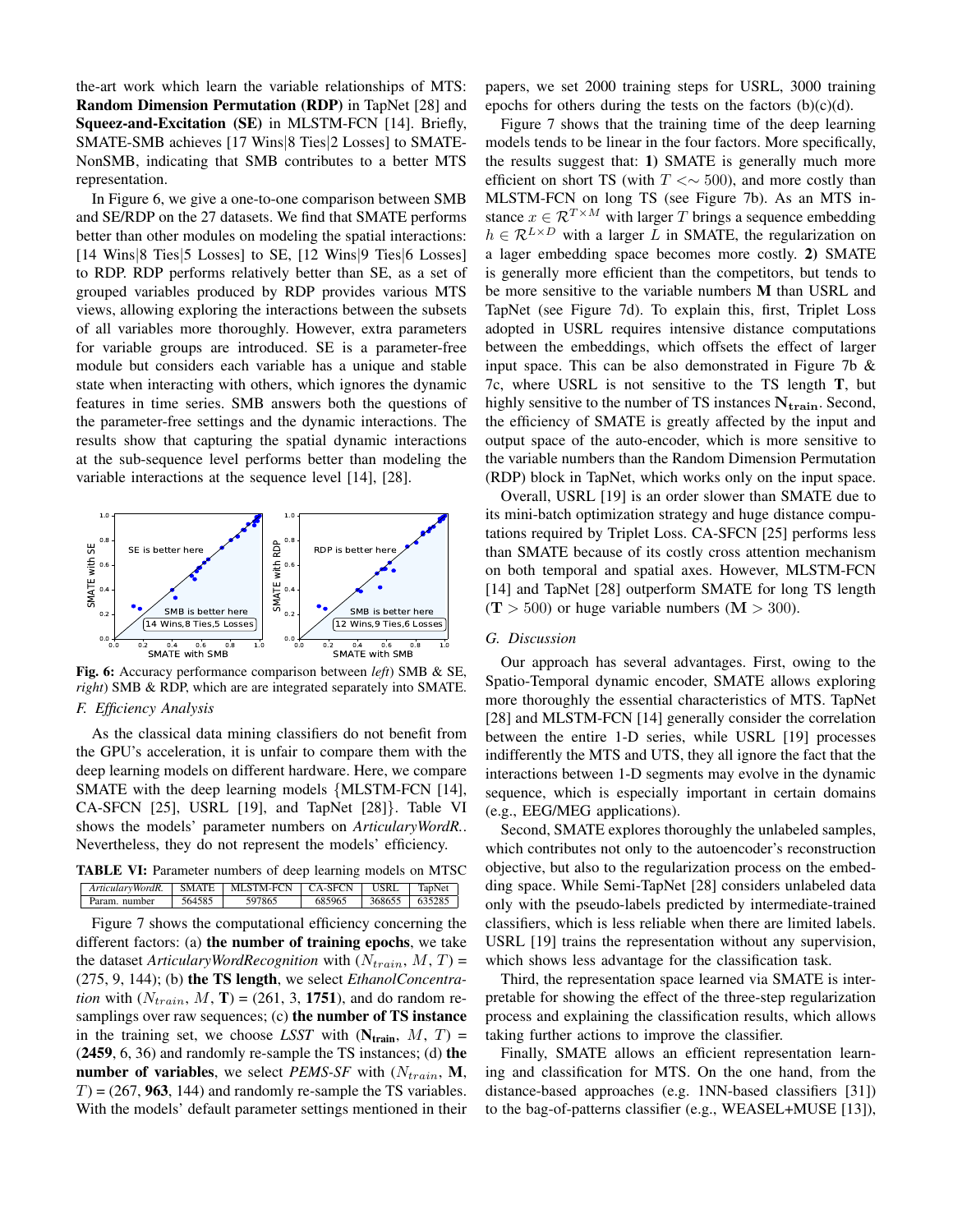the-art work which learn the variable relationships of MTS: **Random Dimension Permutation (RDP)** in TapNet [28] and **Squeez-and-Excitation (SE)** in MLSTM-FCN [14]. Briefly, SMATE-SMB achieves [17 Wins|8 Ties|2 Losses] to SMATE-NonSMB, indicating that SMB contributes to a better MTS representation.

In Figure 6, we give a one-to-one comparison between SMB and SE/RDP on the 27 datasets. We find that SMATE performs better than other modules on modeling the spatial interactions: [14 Wins|8 Ties|5 Losses] to SE, [12 Wins|9 Ties|6 Losses] to RDP. RDP performs relatively better than SE, as a set of grouped variables produced by RDP provides various MTS views, allowing exploring the interactions between the subsets of all variables more thoroughly. However, extra parameters for variable groups are introduced. SE is a parameter-free module but considers each variable has a unique and stable state when interacting with others, which ignores the dynamic features in time series. SMB answers both the questions of the parameter-free settings and the dynamic interactions. The results show that capturing the spatial dynamic interactions at the sub-sequence level performs better than modeling the variable interactions at the sequence level [14], [28].

**Fig. 6:** Accuracy performance comparison between *left*) SMB & SE, *right*) SMB & RDP, which are are integrated separately into SMATE.

### F. Efficiency Analysis

As the classical data mining classifiers do not benefit from the GPU's acceleration, it is unfair to compare them with the deep learning models on different hardware. Here, we compare SMATE with the deep learning models {MLSTM-FCN [14], CA-SFCN [25], USRL [19], and TapNet [28]}. Table VI shows the models' parameter numbers on *ArticularyWordR.*. Nevertheless, they do not represent the models' efficiency.

**TABLE VI:** Parameter numbers of deep learning models on MTSC

| *ArticularyWordR.* | SMATE | MLSTM-FCN | CA-SFCN | USRL | TapNet |
|---|---|---|---|---|---|
| Param. number | 564585 | 597865 | 685965 | 368655 | 635285 |

Figure 7 shows the computational efficiency concerning the different factors: (a) **the number of training epochs**, we take the dataset *ArticularyWordRecognition* with ($N_{train}$, $M$, $T$) = (275, 9, 144); (b) **the TS length**, we select *EthanolConcentration* with ($N_{train}$, $M$, $\mathbf{T}$) = (261, 3, **1751**), and do random re-samplings over raw sequences; (c) **the number of TS instance** in the training set, we choose *LSST* with ($\mathbf{N_{train}}$, $M$, $T$) = (**2459**, 6, 36) and randomly re-sample the TS instances; (d) **the number of variables**, we select *PEMS-SF* with ($N_{train}$, $\mathbf{M}$, $T$) = (267, **963**, 144) and randomly re-sample the TS variables. With the models' default parameter settings mentioned in their papers, we set 2000 training steps for USRL, 3000 training epochs for others during the tests on the factors (b)(c)(d).

Figure 7 shows that the training time of the deep learning models tends to be linear in the four factors. More specifically, the results suggest that: **1)** SMATE is generally much more efficient on short TS (with $T <\sim 500$), and more costly than MLSTM-FCN on long TS (see Figure 7b). As an MTS instance $x \in \mathcal{R}^{T \times M}$ with larger $T$ brings a sequence embedding $h \in \mathcal{R}^{L \times D}$ with a larger $L$ in SMATE, the regularization on a lager embedding space becomes more costly. **2)** SMATE is generally more efficient than the competitors, but tends to be more sensitive to the variable numbers $\mathbf{M}$ than USRL and TapNet (see Figure 7d). To explain this, first, Triplet Loss adopted in USRL requires intensive distance computations between the embeddings, which offsets the effect of larger input space. This can be also demonstrated in Figure 7b & 7c, where USRL is not sensitive to the TS length $\mathbf{T}$, but highly sensitive to the number of TS instances $\mathbf{N_{train}}$. Second, the efficiency of SMATE is greatly affected by the input and output space of the auto-encoder, which is more sensitive to the variable numbers than the Random Dimension Permutation (RDP) block in TapNet, which works only on the input space.

Overall, USRL [19] is an order slower than SMATE due to its mini-batch optimization strategy and huge distance computations required by Triplet Loss. CA-SFCN [25] performs less than SMATE because of its costly cross attention mechanism on both temporal and spatial axes. However, MLSTM-FCN [14] and TapNet [28] outperform SMATE for long TS length ($\mathbf{T} > 500$) or huge variable numbers ($\mathbf{M} > 300$).

### G. Discussion

Our approach has several advantages. First, owing to the Spatio-Temporal dynamic encoder, SMATE allows exploring more thoroughly the essential characteristics of MTS. TapNet [28] and MLSTM-FCN [14] generally consider the correlation between the entire 1-D series, while USRL [19] processes indifferently the MTS and UTS, they all ignore the fact that the interactions between 1-D segments may evolve in the dynamic sequence, which is especially important in certain domains (e.g., EEG/MEG applications).

Second, SMATE explores thoroughly the unlabeled samples, which contributes not only to the autoencoder's reconstruction objective, but also to the regularization process on the embedding space. While Semi-TapNet [28] considers unlabeled data only with the pseudo-labels predicted by intermediate-trained classifiers, which is less reliable when there are limited labels. USRL [19] trains the representation without any supervision, which shows less advantage for the classification task.

Third, the representation space learned via SMATE is interpretable for showing the effect of the three-step regularization process and explaining the classification results, which allows taking further actions to improve the classifier.

Finally, SMATE allows an efficient representation learning and classification for MTS. On the one hand, from the distance-based approaches (e.g. 1NN-based classifiers [31]) to the bag-of-patterns classifier (e.g., WEASEL+MUSE [13]),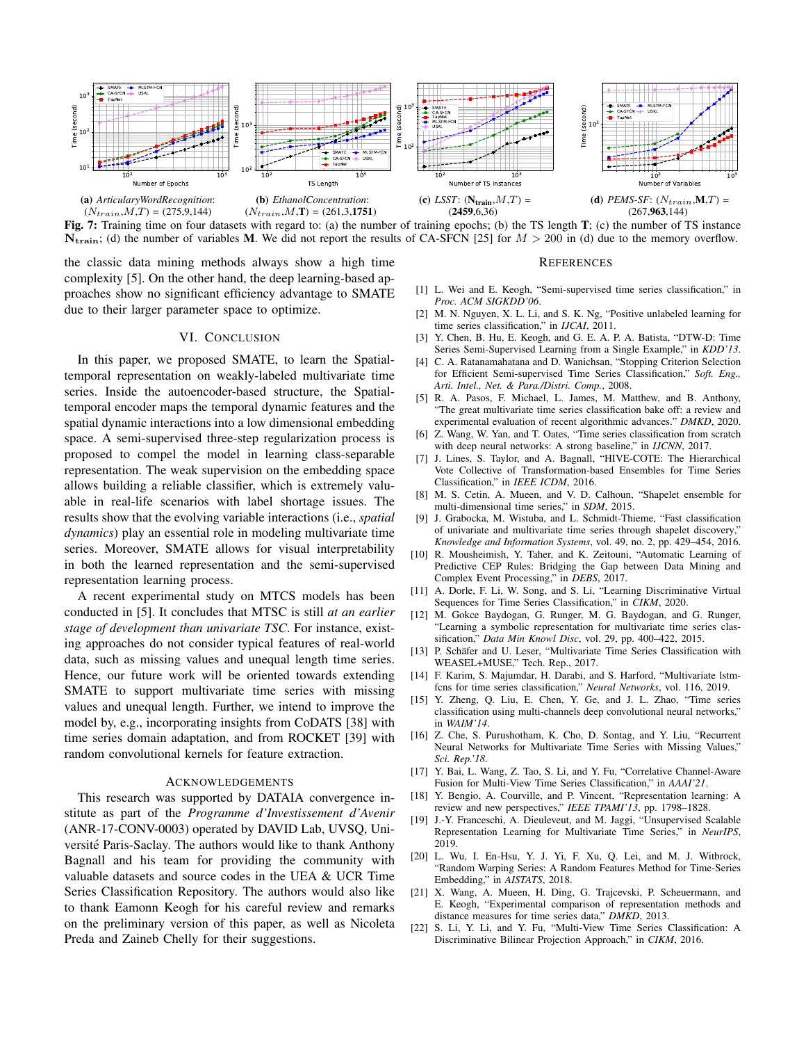(a) *ArticularyWordRecognition*: $(N_{train},M,T)$ = (275,9,144)

(b) *EthanolConcentration*: $(N_{train},M,\mathbf{T})$ = (261,3,**1751**)

(c) *LSST*: $(\mathbf{N_{train}},M,T)$ = (**2459**,6,36)

(d) *PEMS-SF*: $(N_{train},\mathbf{M},T)$ = (267,**963**,144)

**Fig. 7:** Training time on four datasets with regard to: (a) the number of training epochs; (b) the TS length $\mathbf{T}$; (c) the number of TS instance $\mathbf{N_{train}}$; (d) the number of variables $\mathbf{M}$. We did not report the results of CA-SFCN [25] for $M > 200$ in (d) due to the memory overflow.

the classic data mining methods always show a high time complexity [5]. On the other hand, the deep learning-based approaches show no significant efficiency advantage to SMATE due to their larger parameter space to optimize.

## VI. Conclusion

In this paper, we proposed SMATE, to learn the Spatial-temporal representation on weakly-labeled multivariate time series. Inside the autoencoder-based structure, the Spatial-temporal encoder maps the temporal dynamic features and the spatial dynamic interactions into a low dimensional embedding space. A semi-supervised three-step regularization process is proposed to compel the model in learning class-separable representation. The weak supervision on the embedding space allows building a reliable classifier, which is extremely valuable in real-life scenarios with label shortage issues. The results show that the evolving variable interactions (i.e., *spatial dynamics*) play an essential role in modeling multivariate time series. Moreover, SMATE allows for visual interpretability in both the learned representation and the semi-supervised representation learning process.

A recent experimental study on MTCS models has been conducted in [5]. It concludes that MTSC is still *at an earlier stage of development than univariate TSC*. For instance, existing approaches do not consider typical features of real-world data, such as missing values and unequal length time series. Hence, our future work will be oriented towards extending SMATE to support multivariate time series with missing values and unequal length. Further, we intend to improve the model by, e.g., incorporating insights from CoDATS [38] with time series domain adaptation, and from ROCKET [39] with random convolutional kernels for feature extraction.

## Acknowledgements

This research was supported by DATAIA convergence institute as part of the *Programme d'Investissement d'Avenir* (ANR-17-CONV-0003) operated by DAVID Lab, UVSQ, Université Paris-Saclay. The authors would like to thank Anthony Bagnall and his team for providing the community with valuable datasets and source codes in the UEA & UCR Time Series Classification Repository. The authors would also like to thank Eamonn Keogh for his careful review and remarks on the preliminary version of this paper, as well as Nicoleta Preda and Zaineb Chelly for their suggestions.

## References

[1] L. Wei and E. Keogh, "Semi-supervised time series classification," in *Proc. ACM SIGKDD'06*.

[2] M. N. Nguyen, X. L. Li, and S. K. Ng, "Positive unlabeled learning for time series classification," in *IJCAI*, 2011.

[3] Y. Chen, B. Hu, E. Keogh, and G. E. A. P. A. Batista, "DTW-D: Time Series Semi-Supervised Learning from a Single Example," in *KDD'13*.

[4] C. A. Ratanamahatana and D. Wanichsan, "Stopping Criterion Selection for Efficient Semi-supervised Time Series Classification," *Soft. Eng., Arti. Intel., Net. & Para./Distri. Comp.*, 2008.

[5] R. A. Pasos, F. Michael, L. James, M. Matthew, and B. Anthony, "The great multivariate time series classification bake off: a review and experimental evaluation of recent algorithmic advances." *DMKD*, 2020.

[6] Z. Wang, W. Yan, and T. Oates, "Time series classification from scratch with deep neural networks: A strong baseline," in *IJCNN*, 2017.

[7] J. Lines, S. Taylor, and A. Bagnall, "HIVE-COTE: The Hierarchical Vote Collective of Transformation-based Ensembles for Time Series Classification," in *IEEE ICDM*, 2016.

[8] M. S. Cetin, A. Mueen, and V. D. Calhoun, "Shapelet ensemble for multi-dimensional time series," in *SDM*, 2015.

[9] J. Grabocka, M. Wistuba, and L. Schmidt-Thieme, "Fast classification of univariate and multivariate time series through shapelet discovery," *Knowledge and Information Systems*, vol. 49, no. 2, pp. 429–454, 2016.

[10] R. Mousheimish, Y. Taher, and K. Zeitouni, "Automatic Learning of Predictive CEP Rules: Bridging the Gap between Data Mining and Complex Event Processing," in *DEBS*, 2017.

[11] A. Dorle, F. Li, W. Song, and S. Li, "Learning Discriminative Virtual Sequences for Time Series Classification," in *CIKM*, 2020.

[12] M. Gokce Baydogan, G. Runger, M. G. Baydogan, and G. Runger, "Learning a symbolic representation for multivariate time series classification," *Data Min Knowl Disc*, vol. 29, pp. 400–422, 2015.

[13] P. Schäfer and U. Leser, "Multivariate Time Series Classification with WEASEL+MUSE," Tech. Rep., 2017.

[14] F. Karim, S. Majumdar, H. Darabi, and S. Harford, "Multivariate lstm-fcns for time series classification," *Neural Networks*, vol. 116, 2019.

[15] Y. Zheng, Q. Liu, E. Chen, Y. Ge, and J. L. Zhao, "Time series classification using multi-channels deep convolutional neural networks," in *WAIM'14*.

[16] Z. Che, S. Purushotham, K. Cho, D. Sontag, and Y. Liu, "Recurrent Neural Networks for Multivariate Time Series with Missing Values," *Sci. Rep.'18*.

[17] Y. Bai, L. Wang, Z. Tao, S. Li, and Y. Fu, "Correlative Channel-Aware Fusion for Multi-View Time Series Classification," in *AAAI'21*.

[18] Y. Bengio, A. Courville, and P. Vincent, "Representation learning: A review and new perspectives," *IEEE TPAMI'13*, pp. 1798–1828.

[19] J.-Y. Franceschi, A. Dieuleveut, and M. Jaggi, "Unsupervised Scalable Representation Learning for Multivariate Time Series," in *NeurIPS*, 2019.

[20] L. Wu, I. En-Hsu, Y. J. Yi, F. Xu, Q. Lei, and M. J. Witbrock, "Random Warping Series: A Random Features Method for Time-Series Embedding," in *AISTATS*, 2018.

[21] X. Wang, A. Mueen, H. Ding, G. Trajcevski, P. Scheuermann, and E. Keogh, "Experimental comparison of representation methods and distance measures for time series data," *DMKD*, 2013.

[22] S. Li, Y. Li, and Y. Fu, "Multi-View Time Series Classification: A Discriminative Bilinear Projection Approach," in *CIKM*, 2016.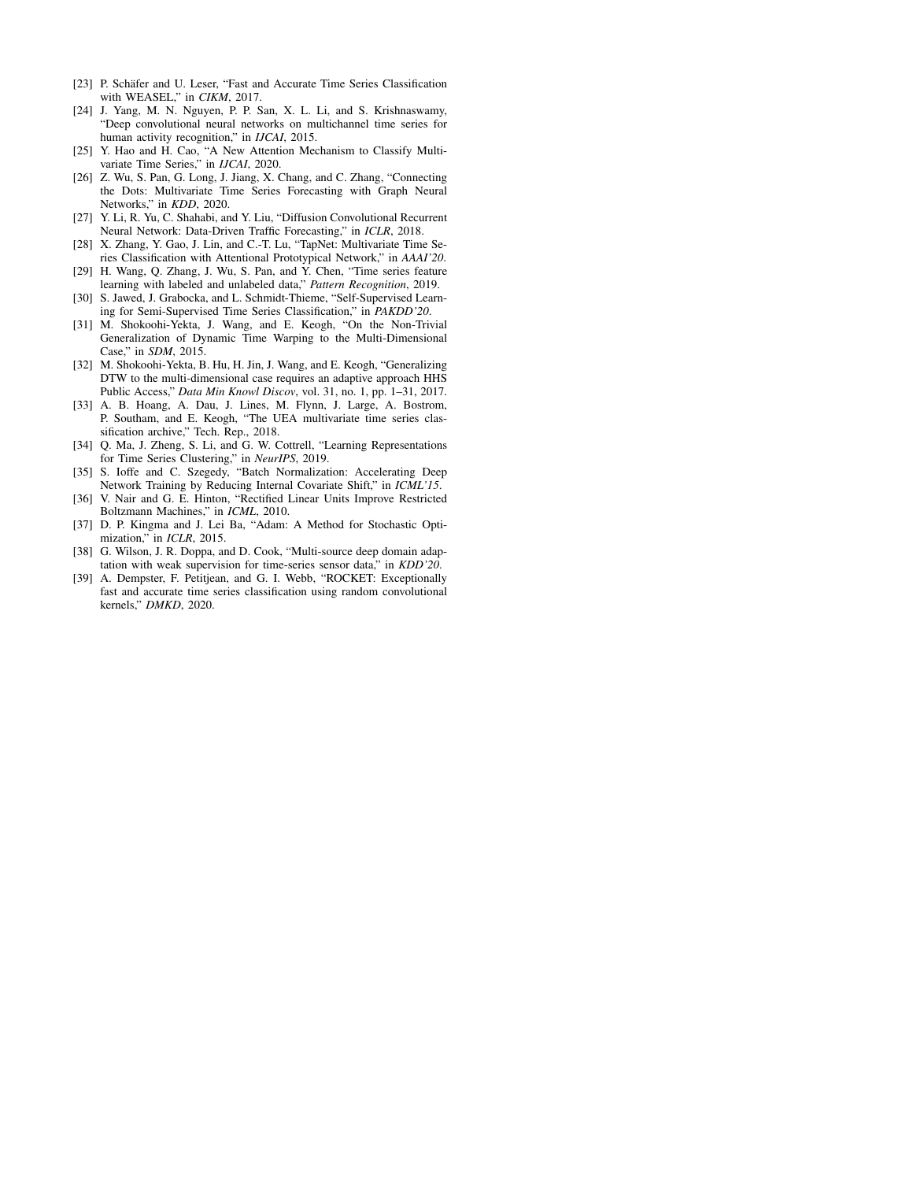[23] P. Schäfer and U. Leser, "Fast and Accurate Time Series Classification with WEASEL," in *CIKM*, 2017.

[24] J. Yang, M. N. Nguyen, P. P. San, X. L. Li, and S. Krishnaswamy, "Deep convolutional neural networks on multichannel time series for human activity recognition," in *IJCAI*, 2015.

[25] Y. Hao and H. Cao, "A New Attention Mechanism to Classify Multivariate Time Series," in *IJCAI*, 2020.

[26] Z. Wu, S. Pan, G. Long, J. Jiang, X. Chang, and C. Zhang, "Connecting the Dots: Multivariate Time Series Forecasting with Graph Neural Networks," in *KDD*, 2020.

[27] Y. Li, R. Yu, C. Shahabi, and Y. Liu, "Diffusion Convolutional Recurrent Neural Network: Data-Driven Traffic Forecasting," in *ICLR*, 2018.

[28] X. Zhang, Y. Gao, J. Lin, and C.-T. Lu, "TapNet: Multivariate Time Series Classification with Attentional Prototypical Network," in *AAAI'20*.

[29] H. Wang, Q. Zhang, J. Wu, S. Pan, and Y. Chen, "Time series feature learning with labeled and unlabeled data," *Pattern Recognition*, 2019.

[30] S. Jawed, J. Grabocka, and L. Schmidt-Thieme, "Self-Supervised Learning for Semi-Supervised Time Series Classification," in *PAKDD'20*.

[31] M. Shokoohi-Yekta, J. Wang, and E. Keogh, "On the Non-Trivial Generalization of Dynamic Time Warping to the Multi-Dimensional Case," in *SDM*, 2015.

[32] M. Shokoohi-Yekta, B. Hu, H. Jin, J. Wang, and E. Keogh, "Generalizing DTW to the multi-dimensional case requires an adaptive approach HHS Public Access," *Data Min Knowl Discov*, vol. 31, no. 1, pp. 1–31, 2017.

[33] A. B. Hoang, A. Dau, J. Lines, M. Flynn, J. Large, A. Bostrom, P. Southam, and E. Keogh, "The UEA multivariate time series classification archive," Tech. Rep., 2018.

[34] Q. Ma, J. Zheng, S. Li, and G. W. Cottrell, "Learning Representations for Time Series Clustering," in *NeurIPS*, 2019.

[35] S. Ioffe and C. Szegedy, "Batch Normalization: Accelerating Deep Network Training by Reducing Internal Covariate Shift," in *ICML'15*.

[36] V. Nair and G. E. Hinton, "Rectified Linear Units Improve Restricted Boltzmann Machines," in *ICML*, 2010.

[37] D. P. Kingma and J. Lei Ba, "Adam: A Method for Stochastic Optimization," in *ICLR*, 2015.

[38] G. Wilson, J. R. Doppa, and D. Cook, "Multi-source deep domain adaptation with weak supervision for time-series sensor data," in *KDD'20*.

[39] A. Dempster, F. Petitjean, and G. I. Webb, "ROCKET: Exceptionally fast and accurate time series classification using random convolutional kernels," *DMKD*, 2020.